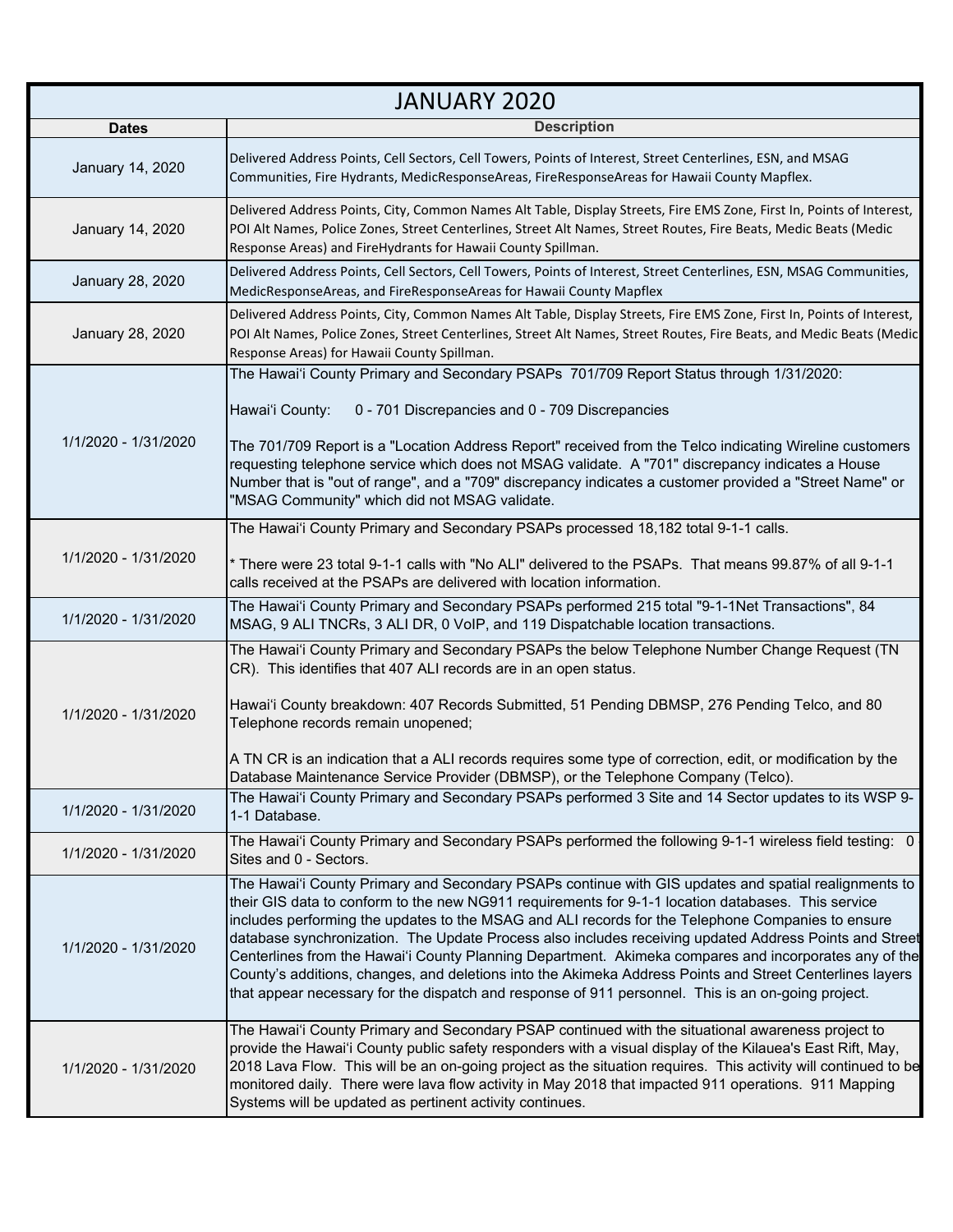| JANUARY 2020 | |
|---|---|
| **Dates** | **Description** |
| January 14, 2020 | Delivered Address Points, Cell Sectors, Cell Towers, Points of Interest, Street Centerlines, ESN, and MSAG Communities, Fire Hydrants, MedicResponseAreas, FireResponseAreas for Hawaii County Mapflex. |
| January 14, 2020 | Delivered Address Points, City, Common Names Alt Table, Display Streets, Fire EMS Zone, First In, Points of Interest, POI Alt Names, Police Zones, Street Centerlines, Street Alt Names, Street Routes, Fire Beats, Medic Beats (Medic Response Areas) and FireHydrants for Hawaii County Spillman. |
| January 28, 2020 | Delivered Address Points, Cell Sectors, Cell Towers, Points of Interest, Street Centerlines, ESN, MSAG Communities, MedicResponseAreas, and FireResponseAreas for Hawaii County Mapflex |
| January 28, 2020 | Delivered Address Points, City, Common Names Alt Table, Display Streets, Fire EMS Zone, First In, Points of Interest, POI Alt Names, Police Zones, Street Centerlines, Street Alt Names, Street Routes, Fire Beats, and Medic Beats (Medic Response Areas) for Hawaii County Spillman. |
| 1/1/2020 - 1/31/2020 | The Hawai'i County Primary and Secondary PSAPs 701/709 Report Status through 1/31/2020:<br><br>Hawai'i County: 0 - 701 Discrepancies and 0 - 709 Discrepancies<br><br>The 701/709 Report is a "Location Address Report" received from the Telco indicating Wireline customers requesting telephone service which does not MSAG validate. A "701" discrepancy indicates a House Number that is "out of range", and a "709" discrepancy indicates a customer provided a "Street Name" or "MSAG Community" which did not MSAG validate. |
| 1/1/2020 - 1/31/2020 | The Hawai'i County Primary and Secondary PSAPs processed 18,182 total 9-1-1 calls.<br><br>* There were 23 total 9-1-1 calls with "No ALI" delivered to the PSAPs. That means 99.87% of all 9-1-1 calls received at the PSAPs are delivered with location information. |
| 1/1/2020 - 1/31/2020 | The Hawai'i County Primary and Secondary PSAPs performed 215 total "9-1-1Net Transactions", 84 MSAG, 9 ALI TNCRs, 3 ALI DR, 0 VoIP, and 119 Dispatchable location transactions. |
| 1/1/2020 - 1/31/2020 | The Hawai'i County Primary and Secondary PSAPs the below Telephone Number Change Request (TN CR). This identifies that 407 ALI records are in an open status.<br><br>Hawai'i County breakdown: 407 Records Submitted, 51 Pending DBMSP, 276 Pending Telco, and 80 Telephone records remain unopened;<br><br>A TN CR is an indication that a ALI records requires some type of correction, edit, or modification by the Database Maintenance Service Provider (DBMSP), or the Telephone Company (Telco). |
| 1/1/2020 - 1/31/2020 | The Hawai'i County Primary and Secondary PSAPs performed 3 Site and 14 Sector updates to its WSP 9-1-1 Database. |
| 1/1/2020 - 1/31/2020 | The Hawai'i County Primary and Secondary PSAPs performed the following 9-1-1 wireless field testing: 0 Sites and 0 - Sectors. |
| 1/1/2020 - 1/31/2020 | The Hawai'i County Primary and Secondary PSAPs continue with GIS updates and spatial realignments to their GIS data to conform to the new NG911 requirements for 9-1-1 location databases. This service includes performing the updates to the MSAG and ALI records for the Telephone Companies to ensure database synchronization. The Update Process also includes receiving updated Address Points and Street Centerlines from the Hawai'i County Planning Department. Akimeka compares and incorporates any of the County's additions, changes, and deletions into the Akimeka Address Points and Street Centerlines layers that appear necessary for the dispatch and response of 911 personnel. This is an on-going project. |
| 1/1/2020 - 1/31/2020 | The Hawai'i County Primary and Secondary PSAP continued with the situational awareness project to provide the Hawai'i County public safety responders with a visual display of the Kilauea's East Rift, May, 2018 Lava Flow. This will be an on-going project as the situation requires. This activity will continued to be monitored daily. There were lava flow activity in May 2018 that impacted 911 operations. 911 Mapping Systems will be updated as pertinent activity continues. |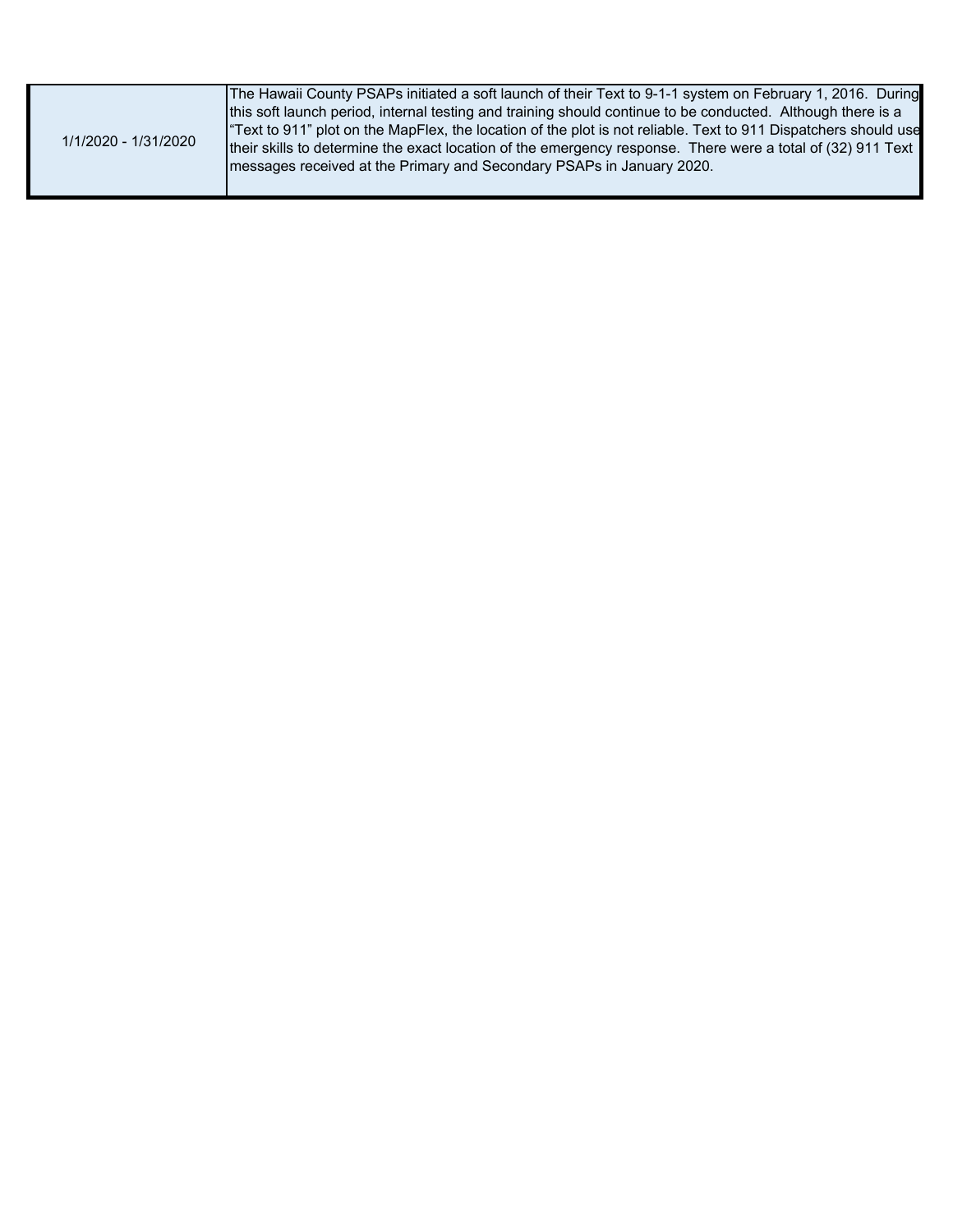| | |
|---|---|
| 1/1/2020 - 1/31/2020 | The Hawaii County PSAPs initiated a soft launch of their Text to 9-1-1 system on February 1, 2016. During this soft launch period, internal testing and training should continue to be conducted. Although there is a "Text to 911" plot on the MapFlex, the location of the plot is not reliable. Text to 911 Dispatchers should use their skills to determine the exact location of the emergency response. There were a total of (32) 911 Text messages received at the Primary and Secondary PSAPs in January 2020. |